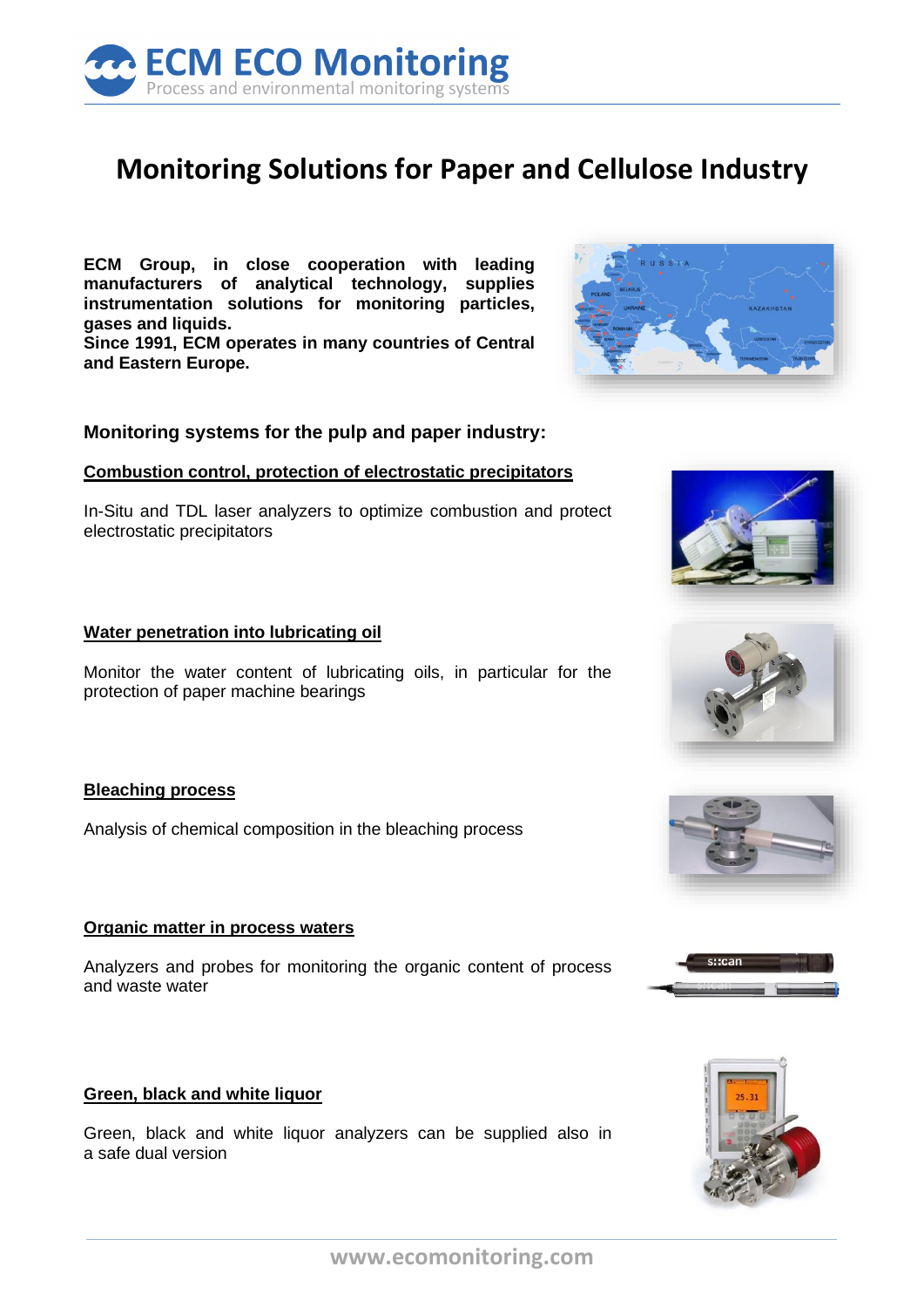# ECM ECO Monitoring

Process and environmental monitoring systems

## Monitoring Solutions for Paper and Cellulose Industry

**ECM Group, in close cooperation with leading manufacturers of analytical technology, supplies instrumentation solutions for monitoring particles, gases and liquids.**
**Since 1991, ECM operates in many countries of Central and Eastern Europe.**

### Monitoring systems for the pulp and paper industry:

**Combustion control, protection of electrostatic precipitators**

In-Situ and TDL laser analyzers to optimize combustion and protect electrostatic precipitators

**Water penetration into lubricating oil**

Monitor the water content of lubricating oils, in particular for the protection of paper machine bearings

**Bleaching process**

Analysis of chemical composition in the bleaching process

**Organic matter in process waters**

Analyzers and probes for monitoring the organic content of process and waste water

**Green, black and white liquor**

Green, black and white liquor analyzers can be supplied also in a safe dual version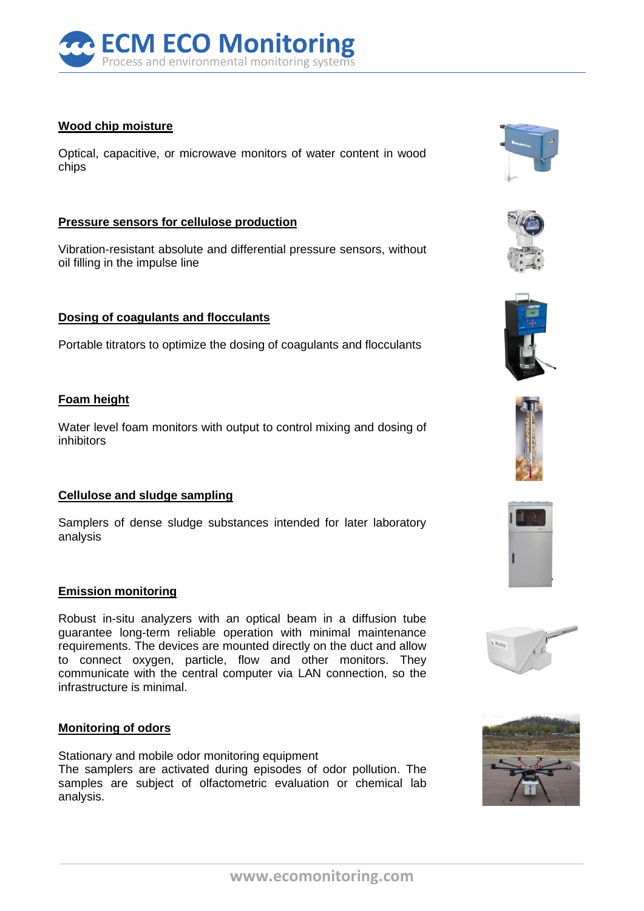## Wood chip moisture

Optical, capacitive, or microwave monitors of water content in wood chips

## Pressure sensors for cellulose production

Vibration-resistant absolute and differential pressure sensors, without oil filling in the impulse line

## Dosing of coagulants and flocculants

Portable titrators to optimize the dosing of coagulants and flocculants

## Foam height

Water level foam monitors with output to control mixing and dosing of inhibitors

## Cellulose and sludge sampling

Samplers of dense sludge substances intended for later laboratory analysis

## Emission monitoring

Robust in-situ analyzers with an optical beam in a diffusion tube guarantee long-term reliable operation with minimal maintenance requirements. The devices are mounted directly on the duct and allow to connect oxygen, particle, flow and other monitors. They communicate with the central computer via LAN connection, so the infrastructure is minimal.

## Monitoring of odors

Stationary and mobile odor monitoring equipment
The samplers are activated during episodes of odor pollution. The samples are subject of olfactometric evaluation or chemical lab analysis.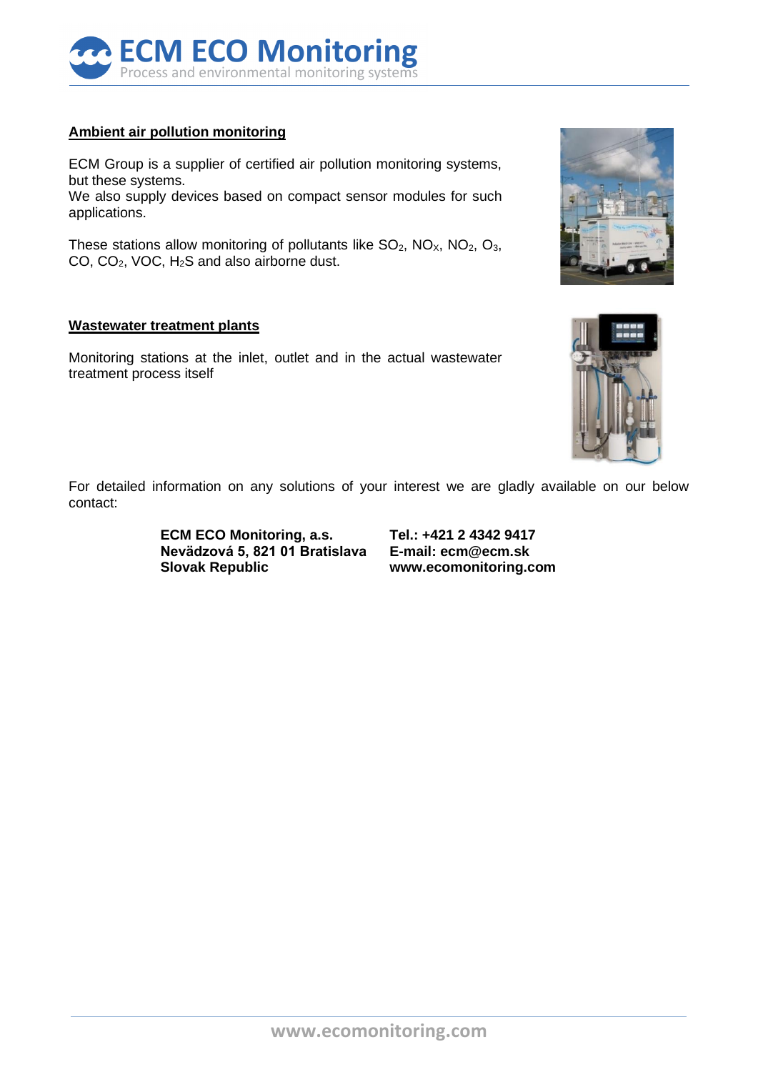## Ambient air pollution monitoring

ECM Group is a supplier of certified air pollution monitoring systems, but these systems.
We also supply devices based on compact sensor modules for such applications.

These stations allow monitoring of pollutants like $SO_2$, $NO_X$, $NO_2$, $O_3$, CO, $CO_2$, VOC, $H_2S$ and also airborne dust.

## Wastewater treatment plants

Monitoring stations at the inlet, outlet and in the actual wastewater treatment process itself

For detailed information on any solutions of your interest we are gladly available on our below contact:

| | |
|---|---|
| **ECM ECO Monitoring, a.s.** | **Tel.: +421 2 4342 9417** |
| **Nevädzová 5, 821 01 Bratislava** | **E-mail: ecm@ecm.sk** |
| **Slovak Republic** | **www.ecomonitoring.com** |